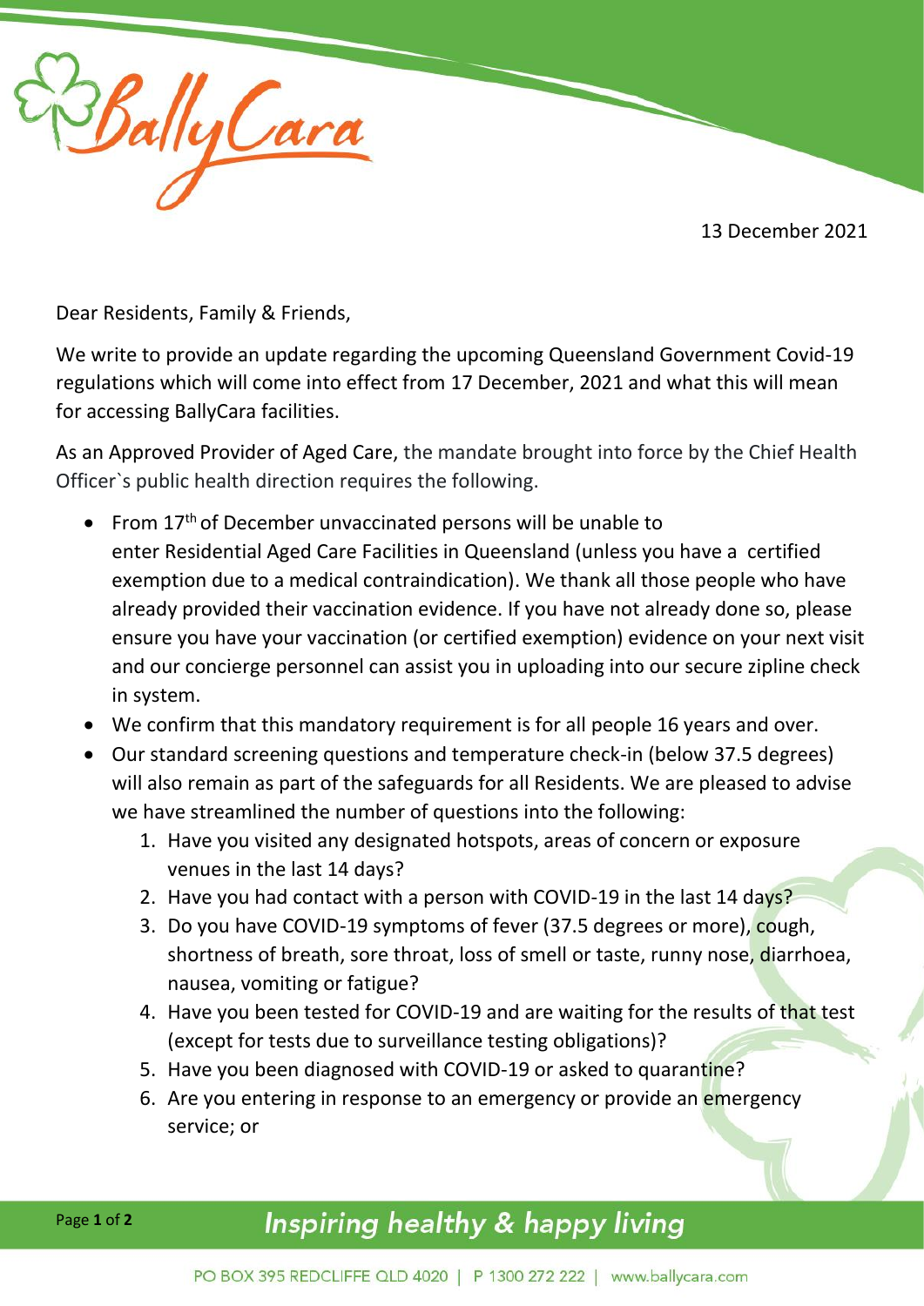13 December 2021

Dear Residents, Family & Friends,

We write to provide an update regarding the upcoming Queensland Government Covid-19 regulations which will come into effect from 17 December, 2021 and what this will mean for accessing BallyCara facilities.

As an Approved Provider of Aged Care, the mandate brought into force by the Chief Health Officer`s public health direction requires the following.

- From 17th of December unvaccinated persons will be unable to enter Residential Aged Care Facilities in Queensland (unless you have a certified exemption due to a medical contraindication). We thank all those people who have already provided their vaccination evidence. If you have not already done so, please ensure you have your vaccination (or certified exemption) evidence on your next visit and our concierge personnel can assist you in uploading into our secure zipline check in system.
- We confirm that this mandatory requirement is for all people 16 years and over.
- Our standard screening questions and temperature check-in (below 37.5 degrees) will also remain as part of the safeguards for all Residents. We are pleased to advise we have streamlined the number of questions into the following:
    1. Have you visited any designated hotspots, areas of concern or exposure venues in the last 14 days?
    2. Have you had contact with a person with COVID-19 in the last 14 days?
    3. Do you have COVID-19 symptoms of fever (37.5 degrees or more), cough, shortness of breath, sore throat, loss of smell or taste, runny nose, diarrhoea, nausea, vomiting or fatigue?
    4. Have you been tested for COVID-19 and are waiting for the results of that test (except for tests due to surveillance testing obligations)?
    5. Have you been diagnosed with COVID-19 or asked to quarantine?
    6. Are you entering in response to an emergency or provide an emergency service; or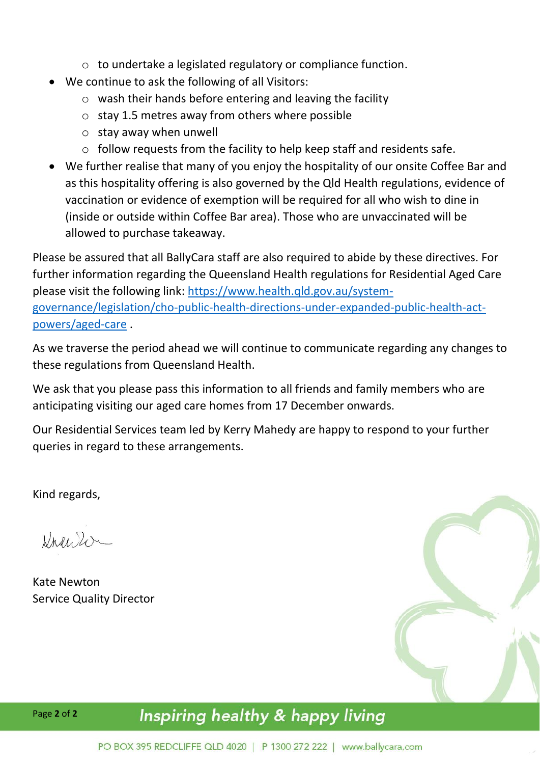- to undertake a legislated regulatory or compliance function.
- We continue to ask the following of all Visitors:
    - wash their hands before entering and leaving the facility
    - stay 1.5 metres away from others where possible
    - stay away when unwell
    - follow requests from the facility to help keep staff and residents safe.
- We further realise that many of you enjoy the hospitality of our onsite Coffee Bar and as this hospitality offering is also governed by the Qld Health regulations, evidence of vaccination or evidence of exemption will be required for all who wish to dine in (inside or outside within Coffee Bar area). Those who are unvaccinated will be allowed to purchase takeaway.

Please be assured that all BallyCara staff are also required to abide by these directives. For further information regarding the Queensland Health regulations for Residential Aged Care please visit the following link: [https://www.health.qld.gov.au/system-governance/legislation/cho-public-health-directions-under-expanded-public-health-act-powers/aged-care](https://www.health.qld.gov.au/system-governance/legislation/cho-public-health-directions-under-expanded-public-health-act-powers/aged-care) .

As we traverse the period ahead we will continue to communicate regarding any changes to these regulations from Queensland Health.

We ask that you please pass this information to all friends and family members who are anticipating visiting our aged care homes from 17 December onwards.

Our Residential Services team led by Kerry Mahedy are happy to respond to your further queries in regard to these arrangements.

Kind regards,

Kate Newton
Service Quality Director

*Inspiring healthy & happy living*

PO BOX 395 REDCLIFFE QLD 4020 | P 1300 272 222 | www.ballycara.com